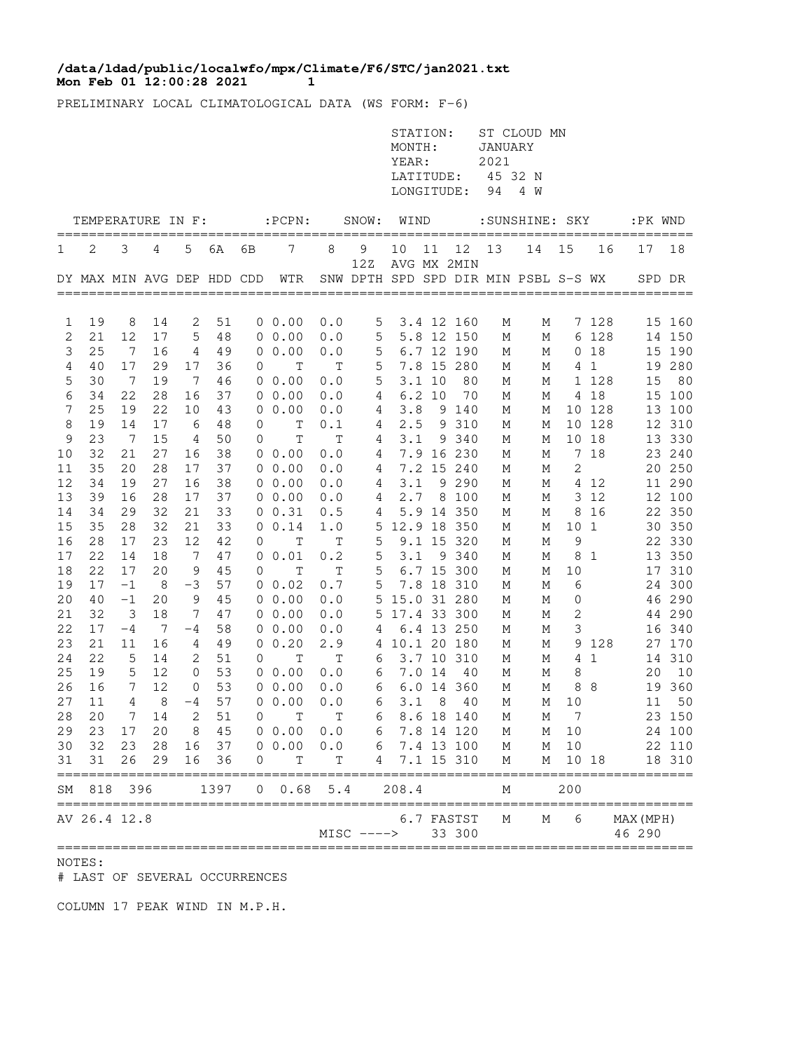**/data/ldad/public/localwfo/mpx/Climate/F6/STC/jan2021.txt**
**Mon Feb 01 12:00:28 2021**

PRELIMINARY LOCAL CLIMATOLOGICAL DATA (WS FORM: F-6)

STATION: ST CLOUD MN
MONTH: JANUARY
YEAR: 2021
LATITUDE: 45 32 N
LONGITUDE: 94 4 W

| TEMPERATURE IN F: | | | | | | | :PCPN: | SNOW: | | WIND | | | :SUNSHINE: | | SKY | | :PK WND | |
|---|---|---|---|---|---|---|---|---|---|---|---|---|---|---|---|---|---|---|
| 1 | 2 | 3 | 4 | 5 | 6A | 6B | 7 | 8 | 9 12Z | 10 | 11 | 12 | 13 | 14 | 15 | 16 | 17 | 18 |
| DY | MAX | MIN | AVG | DEP | HDD | CDD | WTR | SNW | DPTH | AVG SPD | MX SPD | 2MIN DIR | MIN | PSBL | S-S | WX | SPD | DR |
| 1 | 19 | 8 | 14 | 2 | 51 | 0 | 0.00 | 0.0 | 5 | 3.4 | 12 | 160 | M | M | 7 | 128 | 15 | 160 |
| 2 | 21 | 12 | 17 | 5 | 48 | 0 | 0.00 | 0.0 | 5 | 5.8 | 12 | 150 | M | M | 6 | 128 | 14 | 150 |
| 3 | 25 | 7 | 16 | 4 | 49 | 0 | 0.00 | 0.0 | 5 | 6.7 | 12 | 190 | M | M | 0 | 18 | 15 | 190 |
| 4 | 40 | 17 | 29 | 17 | 36 | 0 | T | T | 5 | 7.8 | 15 | 280 | M | M | 4 | 1 | 19 | 280 |
| 5 | 30 | 7 | 19 | 7 | 46 | 0 | 0.00 | 0.0 | 5 | 3.1 | 10 | 80 | M | M | 1 | 128 | 15 | 80 |
| 6 | 34 | 22 | 28 | 16 | 37 | 0 | 0.00 | 0.0 | 4 | 6.2 | 10 | 70 | M | M | 4 | 18 | 15 | 100 |
| 7 | 25 | 19 | 22 | 10 | 43 | 0 | 0.00 | 0.0 | 4 | 3.8 | 9 | 140 | M | M | 10 | 128 | 13 | 100 |
| 8 | 19 | 14 | 17 | 6 | 48 | 0 | T | 0.1 | 4 | 2.5 | 9 | 310 | M | M | 10 | 128 | 12 | 310 |
| 9 | 23 | 7 | 15 | 4 | 50 | 0 | T | T | 4 | 3.1 | 9 | 340 | M | M | 10 | 18 | 13 | 330 |
| 10 | 32 | 21 | 27 | 16 | 38 | 0 | 0.00 | 0.0 | 4 | 7.9 | 16 | 230 | M | M | 7 | 18 | 23 | 240 |
| 11 | 35 | 20 | 28 | 17 | 37 | 0 | 0.00 | 0.0 | 4 | 7.2 | 15 | 240 | M | M | 2 | | 20 | 250 |
| 12 | 34 | 19 | 27 | 16 | 38 | 0 | 0.00 | 0.0 | 4 | 3.1 | 9 | 290 | M | M | 4 | 12 | 11 | 290 |
| 13 | 39 | 16 | 28 | 17 | 37 | 0 | 0.00 | 0.0 | 4 | 2.7 | 8 | 100 | M | M | 3 | 12 | 12 | 100 |
| 14 | 34 | 29 | 32 | 21 | 33 | 0 | 0.31 | 0.5 | 4 | 5.9 | 14 | 350 | M | M | 8 | 16 | 22 | 350 |
| 15 | 35 | 28 | 32 | 21 | 33 | 0 | 0.14 | 1.0 | 5 | 12.9 | 18 | 350 | M | M | 10 | 1 | 30 | 350 |
| 16 | 28 | 17 | 23 | 12 | 42 | 0 | T | T | 5 | 9.1 | 15 | 320 | M | M | 9 | | 22 | 330 |
| 17 | 22 | 14 | 18 | 7 | 47 | 0 | 0.01 | 0.2 | 5 | 3.1 | 9 | 340 | M | M | 8 | 1 | 13 | 350 |
| 18 | 22 | 17 | 20 | 9 | 45 | 0 | T | T | 5 | 6.7 | 15 | 300 | M | M | 10 | | 17 | 310 |
| 19 | 17 | -1 | 8 | -3 | 57 | 0 | 0.02 | 0.7 | 5 | 7.8 | 18 | 310 | M | M | 6 | | 24 | 300 |
| 20 | 40 | -1 | 20 | 9 | 45 | 0 | 0.00 | 0.0 | 5 | 15.0 | 31 | 280 | M | M | 0 | | 46 | 290 |
| 21 | 32 | 3 | 18 | 7 | 47 | 0 | 0.00 | 0.0 | 5 | 17.4 | 33 | 300 | M | M | 2 | | 44 | 290 |
| 22 | 17 | -4 | 7 | -4 | 58 | 0 | 0.00 | 0.0 | 4 | 6.4 | 13 | 250 | M | M | 3 | | 16 | 340 |
| 23 | 21 | 11 | 16 | 4 | 49 | 0 | 0.20 | 2.9 | 4 | 10.1 | 20 | 180 | M | M | 9 | 128 | 27 | 170 |
| 24 | 22 | 5 | 14 | 2 | 51 | 0 | T | T | 6 | 3.7 | 10 | 310 | M | M | 4 | 1 | 14 | 310 |
| 25 | 19 | 5 | 12 | 0 | 53 | 0 | 0.00 | 0.0 | 6 | 7.0 | 14 | 40 | M | M | 8 | | 20 | 10 |
| 26 | 16 | 7 | 12 | 0 | 53 | 0 | 0.00 | 0.0 | 6 | 6.0 | 14 | 360 | M | M | 8 | 8 | 19 | 360 |
| 27 | 11 | 4 | 8 | -4 | 57 | 0 | 0.00 | 0.0 | 6 | 3.1 | 8 | 40 | M | M | 10 | | 11 | 50 |
| 28 | 20 | 7 | 14 | 2 | 51 | 0 | T | T | 6 | 8.6 | 18 | 140 | M | M | 7 | | 23 | 150 |
| 29 | 23 | 17 | 20 | 8 | 45 | 0 | 0.00 | 0.0 | 6 | 7.8 | 14 | 120 | M | M | 10 | | 24 | 100 |
| 30 | 32 | 23 | 28 | 16 | 37 | 0 | 0.00 | 0.0 | 6 | 7.4 | 13 | 100 | M | M | 10 | | 22 | 110 |
| 31 | 31 | 26 | 29 | 16 | 36 | 0 | T | T | 4 | 7.1 | 15 | 310 | M | M | 10 | 18 | 18 | 310 |
| SM | 818 | 396 | | | 1397 | 0 | 0.68 | 5.4 | | 208.4 | | | M | | 200 | | | |
| AV | 26.4 | 12.8 | | | | | | | | 6.7 | FASTST | | M | M | 6 | | MAX(MPH) | |
| | | | | | | | | MISC ----> | | | 33 | 300 | | | | | 46 | 290 |

NOTES:
# LAST OF SEVERAL OCCURRENCES

COLUMN 17 PEAK WIND IN M.P.H.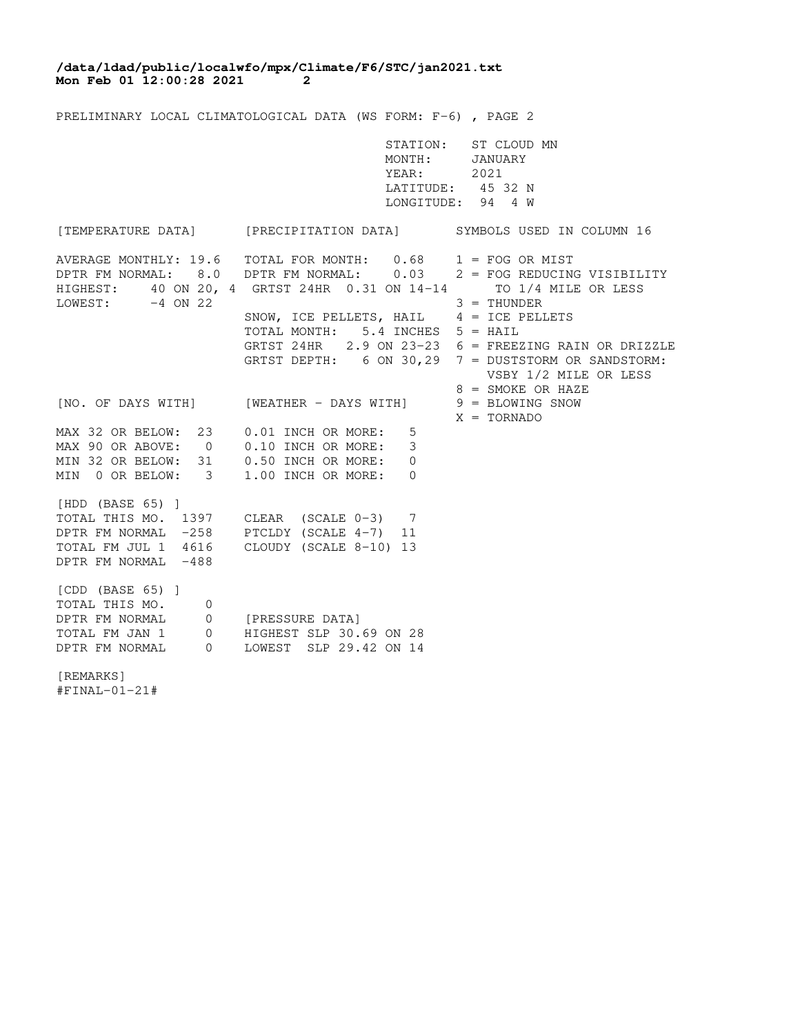**/data/ldad/public/localwfo/mpx/Climate/F6/STC/jan2021.txt**
**Mon Feb 01 12:00:28 2021 2**

PRELIMINARY LOCAL CLIMATOLOGICAL DATA (WS FORM: F-6) , PAGE 2

```
                                           STATION:   ST CLOUD MN
                                           MONTH:     JANUARY
                                           YEAR:      2021
                                           LATITUDE:   45 32 N
                                           LONGITUDE:  94  4 W

[TEMPERATURE DATA]      [PRECIPITATION DATA]       SYMBOLS USED IN COLUMN 16

AVERAGE MONTHLY: 19.6   TOTAL FOR MONTH:   0.68    1 = FOG OR MIST
DPTR FM NORMAL:   8.0   DPTR FM NORMAL:    0.03    2 = FOG REDUCING VISIBILITY
HIGHEST:    40 ON 20, 4  GRTST 24HR  0.31 ON 14-14      TO 1/4 MILE OR LESS
LOWEST:     -4 ON 22                               3 = THUNDER
                        SNOW, ICE PELLETS, HAIL    4 = ICE PELLETS
                        TOTAL MONTH:   5.4 INCHES  5 = HAIL
                        GRTST 24HR   2.9 ON 23-23  6 = FREEZING RAIN OR DRIZZLE
                        GRTST DEPTH:   6 ON 30,29  7 = DUSTSTORM OR SANDSTORM:
                                                       VSBY 1/2 MILE OR LESS
                                                   8 = SMOKE OR HAZE
[NO. OF DAYS WITH]      [WEATHER - DAYS WITH]      9 = BLOWING SNOW
                                                   X = TORNADO
MAX 32 OR BELOW:  23    0.01 INCH OR MORE:   5
MAX 90 OR ABOVE:   0    0.10 INCH OR MORE:   3
MIN 32 OR BELOW:  31    0.50 INCH OR MORE:   0
MIN  0 OR BELOW:   3    1.00 INCH OR MORE:   0

[HDD (BASE 65) ]
TOTAL THIS MO.  1397    CLEAR  (SCALE 0-3)   7
DPTR FM NORMAL  -258    PTCLDY (SCALE 4-7)  11
TOTAL FM JUL 1  4616    CLOUDY (SCALE 8-10) 13
DPTR FM NORMAL  -488

[CDD (BASE 65) ]
TOTAL THIS MO.     0
DPTR FM NORMAL     0    [PRESSURE DATA]
TOTAL FM JAN 1     0    HIGHEST SLP 30.69 ON 28
DPTR FM NORMAL     0    LOWEST  SLP 29.42 ON 14

[REMARKS]
#FINAL-01-21#
```